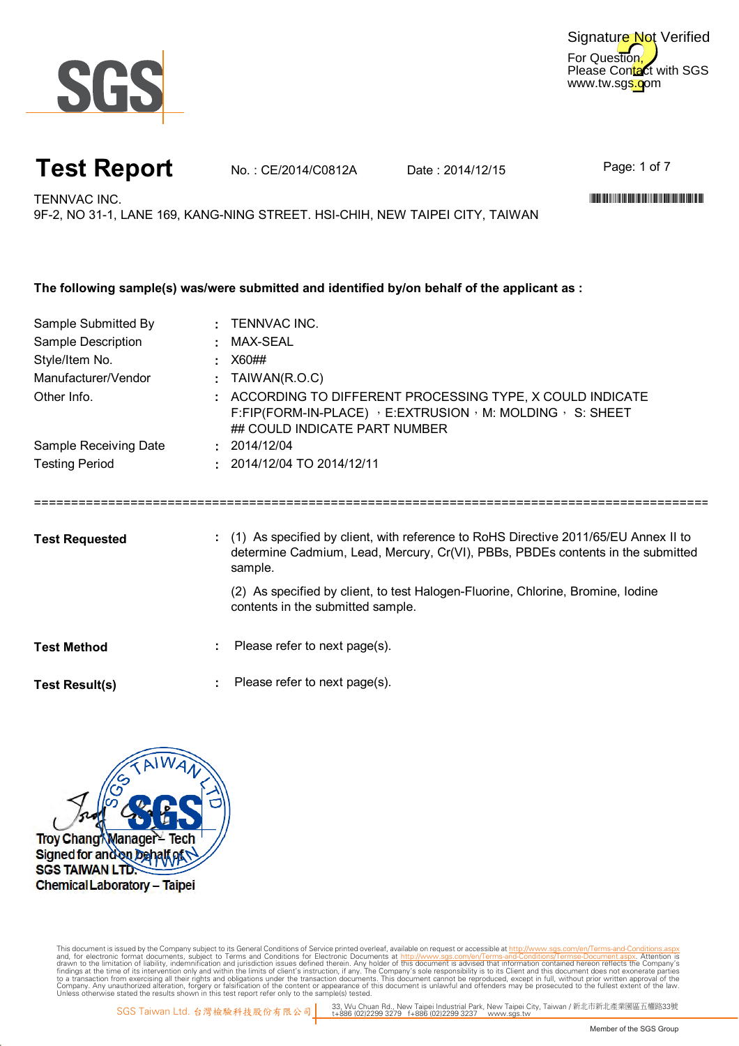Signature Not Verified
For Question,
Please Contact with SGS
www.tw.sgs.com

# Test Report

No. : CE/2014/C0812A  Date : 2014/12/15  

TENNVAC INC.
9F-2, NO 31-1, LANE 169, KANG-NING STREET. HSI-CHIH, NEW TAIPEI CITY, TAIWAN

**The following sample(s) was/were submitted and identified by/on behalf of the applicant as :**

| | | |
|---|---|---|
| Sample Submitted By | : | TENNVAC INC. |
| Sample Description | : | MAX-SEAL |
| Style/Item No. | : | X60## |
| Manufacturer/Vendor | : | TAIWAN(R.O.C) |
| Other Info. | : | ACCORDING TO DIFFERENT PROCESSING TYPE, X COULD INDICATE F:FIP(FORM-IN-PLACE) ，E:EXTRUSION，M: MOLDING， S: SHEET ## COULD INDICATE PART NUMBER |
| Sample Receiving Date | : | 2014/12/04 |
| Testing Period | : | 2014/12/04 TO 2014/12/11 |

==========================================================================================

**Test Requested** : (1) As specified by client, with reference to RoHS Directive 2011/65/EU Annex II to determine Cadmium, Lead, Mercury, Cr(VI), PBBs, PBDEs contents in the submitted sample.

(2) As specified by client, to test Halogen-Fluorine, Chlorine, Bromine, Iodine contents in the submitted sample.

**Test Method** : Please refer to next page(s).

**Test Result(s)** : Please refer to next page(s).

Troy Chang / Manager – Tech
Signed for and on behalf of
SGS TAIWAN LTD.
Chemical Laboratory – Taipei

This document is issued by the Company subject to its General Conditions of Service printed overleaf, available on request or accessible at http://www.sgs.com/en/Terms-and-Conditions.aspx and, for electronic format documents, subject to Terms and Conditions for Electronic Documents at http://www.sgs.com/en/Terms-and-Conditions/Terms-e-Document.aspx. Attention is drawn to the limitation of liability, indemnification and jurisdiction issues defined therein. Any holder of this document is advised that information contained hereon reflects the Company's findings at the time of its intervention only and within the limits of client's instruction, if any. The Company's sole responsibility is to its Client and this document does not exonerate parties to a transaction from exercising all their rights and obligations under the transaction documents. This document cannot be reproduced, except in full, without prior written approval of the Company. Any unauthorized alteration, forgery or falsification of the content or appearance of this document is unlawful and offenders may be prosecuted to the fullest extent of the law. Unless otherwise stated the results shown in this test report refer only to the sample(s) tested.

SGS Taiwan Ltd. 台灣檢驗科技股份有限公司 | 33, Wu Chuan Rd., New Taipei Industrial Park, New Taipei City, Taiwan / 新北市新北產業園區五權路33號 t+886 (02)2299 3279 f+886 (02)2299 3237 www.sgs.tw

Member of the SGS Group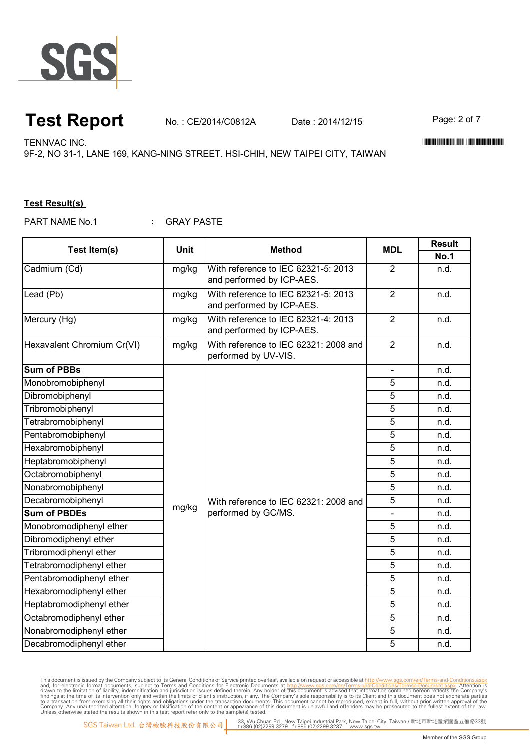# Test Report

No. : CE/2014/C0812A Date : 2014/12/15

TENNVAC INC.
9F-2, NO 31-1, LANE 169, KANG-NING STREET. HSI-CHIH, NEW TAIPEI CITY, TAIWAN

**Test Result(s)**

PART NAME No.1 : GRAY PASTE

| Test Item(s) | Unit | Method | MDL | Result |
|---|---|---|---|---|
| | | | | No.1 |
| Cadmium (Cd) | mg/kg | With reference to IEC 62321-5: 2013 and performed by ICP-AES. | 2 | n.d. |
| Lead (Pb) | mg/kg | With reference to IEC 62321-5: 2013 and performed by ICP-AES. | 2 | n.d. |
| Mercury (Hg) | mg/kg | With reference to IEC 62321-4: 2013 and performed by ICP-AES. | 2 | n.d. |
| Hexavalent Chromium Cr(VI) | mg/kg | With reference to IEC 62321: 2008 and performed by UV-VIS. | 2 | n.d. |
| **Sum of PBBs** | mg/kg | With reference to IEC 62321: 2008 and performed by GC/MS. | - | n.d. |
| Monobromobiphenyl | | | 5 | n.d. |
| Dibromobiphenyl | | | 5 | n.d. |
| Tribromobiphenyl | | | 5 | n.d. |
| Tetrabromobiphenyl | | | 5 | n.d. |
| Pentabromobiphenyl | | | 5 | n.d. |
| Hexabromobiphenyl | | | 5 | n.d. |
| Heptabromobiphenyl | | | 5 | n.d. |
| Octabromobiphenyl | | | 5 | n.d. |
| Nonabromobiphenyl | | | 5 | n.d. |
| Decabromobiphenyl | | | 5 | n.d. |
| **Sum of PBDEs** | | | - | n.d. |
| Monobromodiphenyl ether | | | 5 | n.d. |
| Dibromodiphenyl ether | | | 5 | n.d. |
| Tribromodiphenyl ether | | | 5 | n.d. |
| Tetrabromodiphenyl ether | | | 5 | n.d. |
| Pentabromodiphenyl ether | | | 5 | n.d. |
| Hexabromodiphenyl ether | | | 5 | n.d. |
| Heptabromodiphenyl ether | | | 5 | n.d. |
| Octabromodiphenyl ether | | | 5 | n.d. |
| Nonabromodiphenyl ether | | | 5 | n.d. |
| Decabromodiphenyl ether | | | 5 | n.d. |

This document is issued by the Company subject to its General Conditions of Service printed overleaf, available on request or accessible at http://www.sgs.com/en/Terms-and-Conditions.aspx and, for electronic format documents, subject to Terms and Conditions for Electronic Documents at http://www.sgs.com/en/Terms-and-Conditions/Terms-e-Document.aspx. Attention is drawn to the limitation of liability, indemnification and jurisdiction issues defined therein. Any holder of this document is advised that information contained hereon reflects the Company's findings at the time of its intervention only and within the limits of client's instruction, if any. The Company's sole responsibility is to its Client and this document does not exonerate parties to a transaction from exercising all their rights and obligations under the transaction documents. This document cannot be reproduced, except in full, without prior written approval of the Company. Any unauthorized alteration, forgery or falsification of the content or appearance of this document is unlawful and offenders may be prosecuted to the fullest extent of the law. Unless otherwise stated the results shown in this test report refer only to the sample(s) tested.

SGS Taiwan Ltd. 台灣檢驗科技股份有限公司 | 33, Wu Chuan Rd., New Taipei Industrial Park, New Taipei City, Taiwan / 新北市新北產業園區五權路33號 t+886 (02)2299 3279 f+886 (02)2299 3237 www.sgs.tw

Member of the SGS Group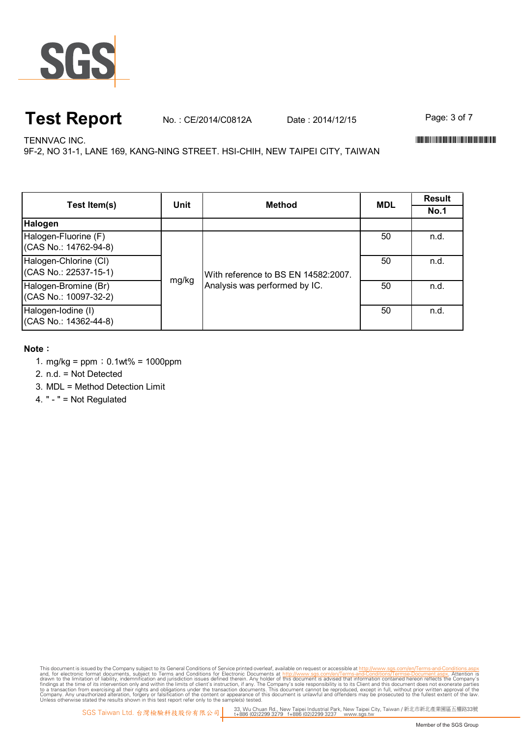# Test Report

No. : CE/2014/C0812A Date : 2014/12/15

TENNVAC INC.

9F-2, NO 31-1, LANE 169, KANG-NING STREET. HSI-CHIH, NEW TAIPEI CITY, TAIWAN

| Test Item(s) | Unit | Method | MDL | Result |
|---|---|---|---|---|
| | | | | No.1 |
| **Halogen** | | | | |
| Halogen-Fluorine (F) (CAS No.: 14762-94-8) | mg/kg | With reference to BS EN 14582:2007. Analysis was performed by IC. | 50 | n.d. |
| Halogen-Chlorine (Cl) (CAS No.: 22537-15-1) | mg/kg | With reference to BS EN 14582:2007. Analysis was performed by IC. | 50 | n.d. |
| Halogen-Bromine (Br) (CAS No.: 10097-32-2) | mg/kg | With reference to BS EN 14582:2007. Analysis was performed by IC. | 50 | n.d. |
| Halogen-Iodine (I) (CAS No.: 14362-44-8) | mg/kg | With reference to BS EN 14582:2007. Analysis was performed by IC. | 50 | n.d. |

**Note：**

1. mg/kg = ppm；0.1wt% = 1000ppm
2. n.d. = Not Detected
3. MDL = Method Detection Limit
4. " - " = Not Regulated

This document is issued by the Company subject to its General Conditions of Service printed overleaf, available on request or accessible at http://www.sgs.com/en/Terms-and-Conditions.aspx and, for electronic format documents, subject to Terms and Conditions for Electronic Documents at http://www.sgs.com/en/Terms-and-Conditions/Termse-Document.aspx. Attention is drawn to the limitation of liability, indemnification and jurisdiction issues defined therein. Any holder of this document is advised that information contained hereon reflects the Company's findings at the time of its intervention only and within the limits of client's instruction, if any. The Company's sole responsibility is to its Client and this document does not exonerate parties to a transaction from exercising all their rights and obligations under the transaction documents. This document cannot be reproduced, except in full, without prior written approval of the Company. Any unauthorized alteration, forgery or falsification of the content or appearance of this document is unlawful and offenders may be prosecuted to the fullest extent of the law. Unless otherwise stated the results shown in this test report refer only to the sample(s) tested.

SGS Taiwan Ltd. 台灣檢驗科技股份有限公司 | 33, Wu Chuan Rd., New Taipei Industrial Park, New Taipei City, Taiwan / 新北市新北產業園區五權路33號 t+886 (02)2299 3279 f+886 (02)2299 3237 www.sgs.tw

Member of the SGS Group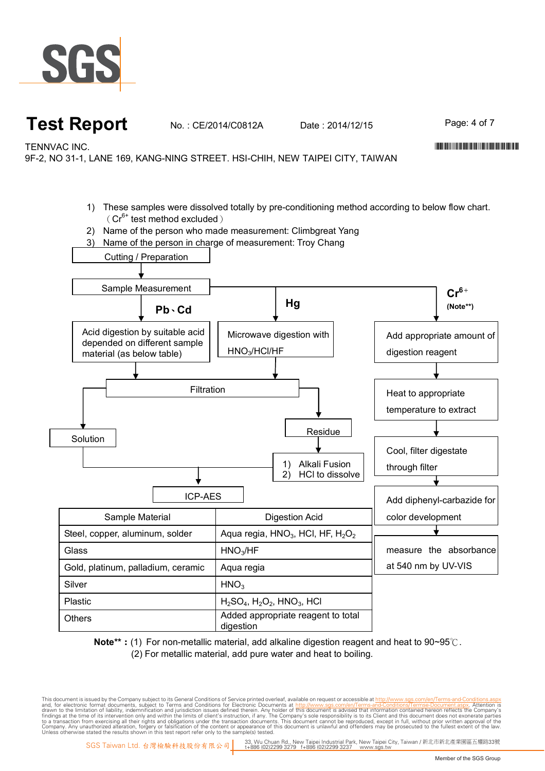# Test Report

No. : CE/2014/C0812A    Date : 2014/12/15

TENNVAC INC.

9F-2, NO 31-1, LANE 169, KANG-NING STREET. HSI-CHIH, NEW TAIPEI CITY, TAIWAN

1) These samples were dissolved totally by pre-conditioning method according to below flow chart. （$Cr^{6+}$ test method excluded）
2) Name of the person who made measurement: Climbgreat Yang
3) Name of the person in charge of measurement: Troy Chang

Cutting / Preparation

↓

Sample Measurement

**Pb、Cd** → Acid digestion by suitable acid depended on different sample material (as below table) → Filtration

**Hg** → Microwave digestion with $HNO_3$/HCl/HF → Filtration

Filtration → Solution → ICP-AES

Filtration → Residue → 1) Alkali Fusion 2) HCl to dissolve → ICP-AES

**$Cr^{6+}$ (Note**)** → Add appropriate amount of digestion reagent → Heat to appropriate temperature to extract → Cool, filter digestate through filter → Add diphenyl-carbazide for color development → measure the absorbance at 540 nm by UV-VIS

| Sample Material | Digestion Acid |
| --- | --- |
| Steel, copper, aluminum, solder | Aqua regia, $HNO_3$, HCl, HF, $H_2O_2$ |
| Glass | $HNO_3$/HF |
| Gold, platinum, palladium, ceramic | Aqua regia |
| Silver | $HNO_3$ |
| Plastic | $H_2SO_4$, $H_2O_2$, $HNO_3$, HCl |
| Others | Added appropriate reagent to total digestion |

**Note\*\* :** (1) For non-metallic material, add alkaline digestion reagent and heat to 90~95℃.
(2) For metallic material, add pure water and heat to boiling.

This document is issued by the Company subject to its General Conditions of Service printed overleaf, available on request or accessible at http://www.sgs.com/en/Terms-and-Conditions.aspx and, for electronic format documents, subject to Terms and Conditions for Electronic Documents at http://www.sgs.com/en/Terms-and-Conditions/Termse-Document.aspx. Attention is drawn to the limitation of liability, indemnification and jurisdiction issues defined therein. Any holder of this document is advised that information contained hereon reflects the Company's findings at the time of its intervention only and within the limits of client's instruction, if any. The Company's sole responsibility is to its Client and this document does not exonerate parties to a transaction from exercising all their rights and obligations under the transaction documents. This document cannot be reproduced, except in full, without prior written approval of the Company. Any unauthorized alteration, forgery or falsification of the content or appearance of this document is unlawful and offenders may be prosecuted to the fullest extent of the law. Unless otherwise stated the results shown in this test report refer only to the sample(s) tested.

SGS Taiwan Ltd. 台灣檢驗科技股份有限公司 | 33, Wu Chuan Rd., New Taipei Industrial Park, New Taipei City, Taiwan / 新北市新北產業園區五權路33號 t+886 (02)2299 3279 f+886 (02)2299 3237 www.sgs.tw

Member of the SGS Group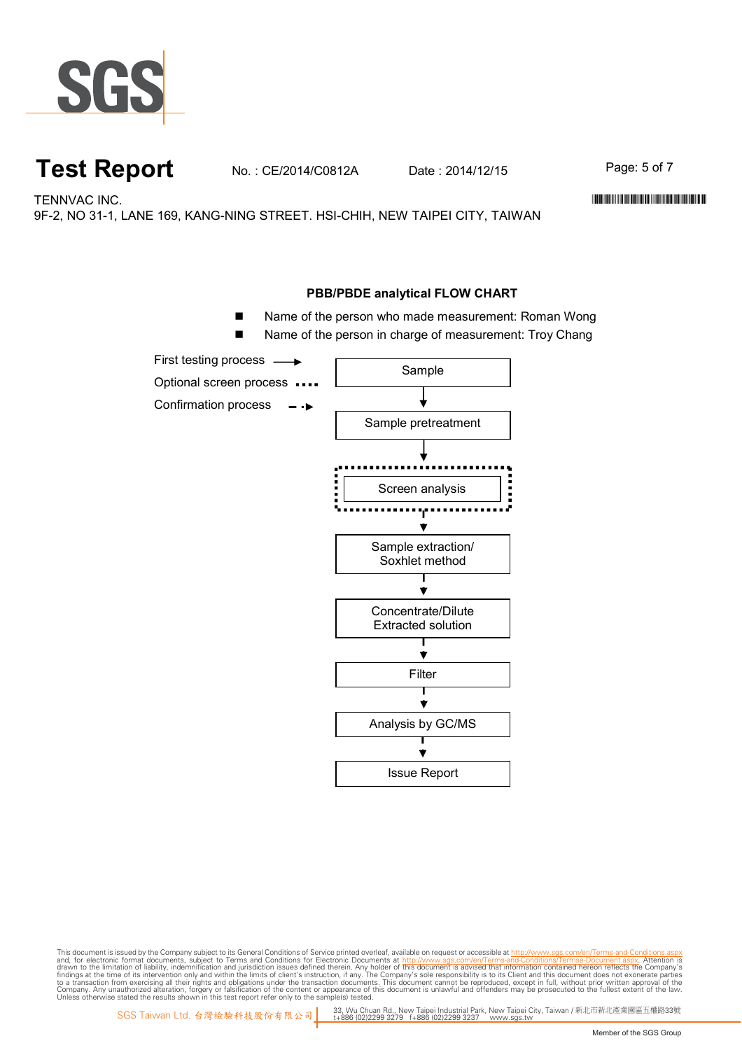**Test Report** No. : CE/2014/C0812A Date : 2014/12/15

TENNVAC INC.

9F-2, NO 31-1, LANE 169, KANG-NING STREET. HSI-CHIH, NEW TAIPEI CITY, TAIWAN

## PBB/PBDE analytical FLOW CHART

- Name of the person who made measurement: Roman Wong
- Name of the person in charge of measurement: Troy Chang

First testing process →

Optional screen process ····

Confirmation process - - →

Sample
↓
Sample pretreatment
↓
Screen analysis
↓
Sample extraction/ Soxhlet method
↓
Concentrate/Dilute Extracted solution
↓
Filter
↓
Analysis by GC/MS
↓
Issue Report

This document is issued by the Company subject to its General Conditions of Service printed overleaf, available on request or accessible at http://www.sgs.com/en/Terms-and-Conditions.aspx and, for electronic format documents, subject to Terms and Conditions for Electronic Documents at http://www.sgs.com/en/Terms-and-Conditions/Termse-Document.aspx. Attention is drawn to the limitation of liability, indemnification and jurisdiction issues defined therein. Any holder of this document is advised that information contained hereon reflects the Company's findings at the time of its intervention only and within the limits of client's instruction, if any. The Company's sole responsibility is to its Client and this document does not exonerate parties to a transaction from exercising all their rights and obligations under the transaction documents. This document cannot be reproduced, except in full, without prior written approval of the Company. Any unauthorized alteration, forgery or falsification of the content or appearance of this document is unlawful and offenders may be prosecuted to the fullest extent of the law. Unless otherwise stated the results shown in this test report refer only to the sample(s) tested.

SGS Taiwan Ltd. 台灣檢驗科技股份有限公司 | 33, Wu Chuan Rd., New Taipei Industrial Park, New Taipei City, Taiwan / 新北市新北產業園區五權路33號 t+886 (02)2299 3279 f+886 (02)2299 3237 www.sgs.tw

Member of the SGS Group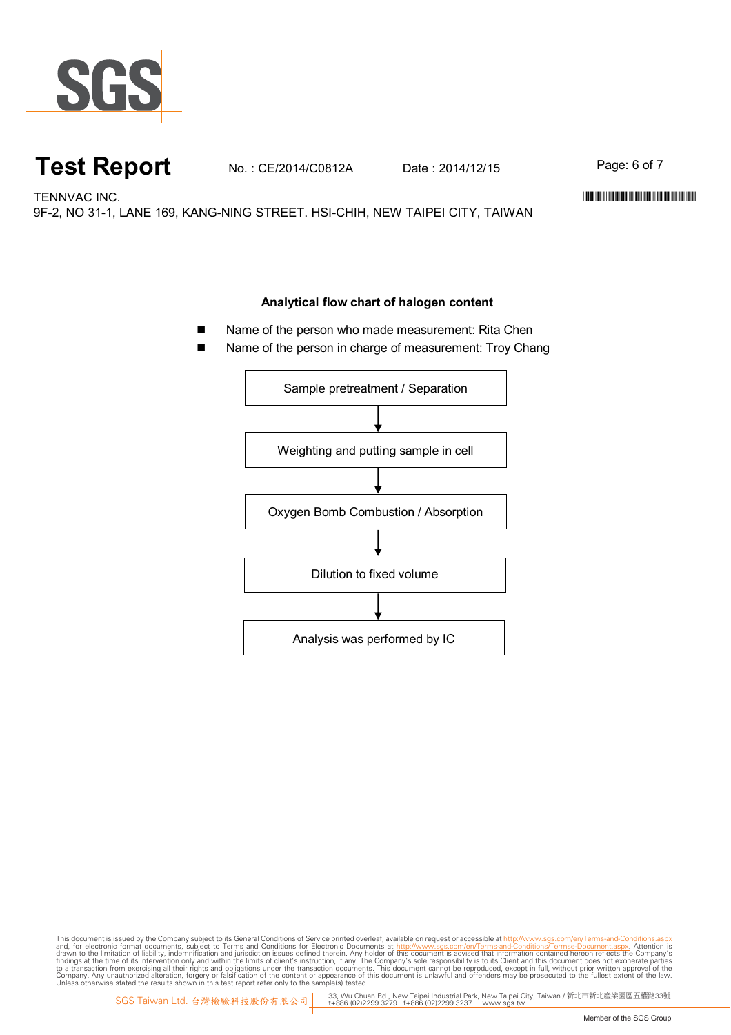# Test Report

No. : CE/2014/C0812A  Date : 2014/12/15

TENNVAC INC.
9F-2, NO 31-1, LANE 169, KANG-NING STREET. HSI-CHIH, NEW TAIPEI CITY, TAIWAN

## Analytical flow chart of halogen content

- Name of the person who made measurement: Rita Chen
- Name of the person in charge of measurement: Troy Chang

Sample pretreatment / Separation

↓

Weighting and putting sample in cell

↓

Oxygen Bomb Combustion / Absorption

↓

Dilution to fixed volume

↓

Analysis was performed by IC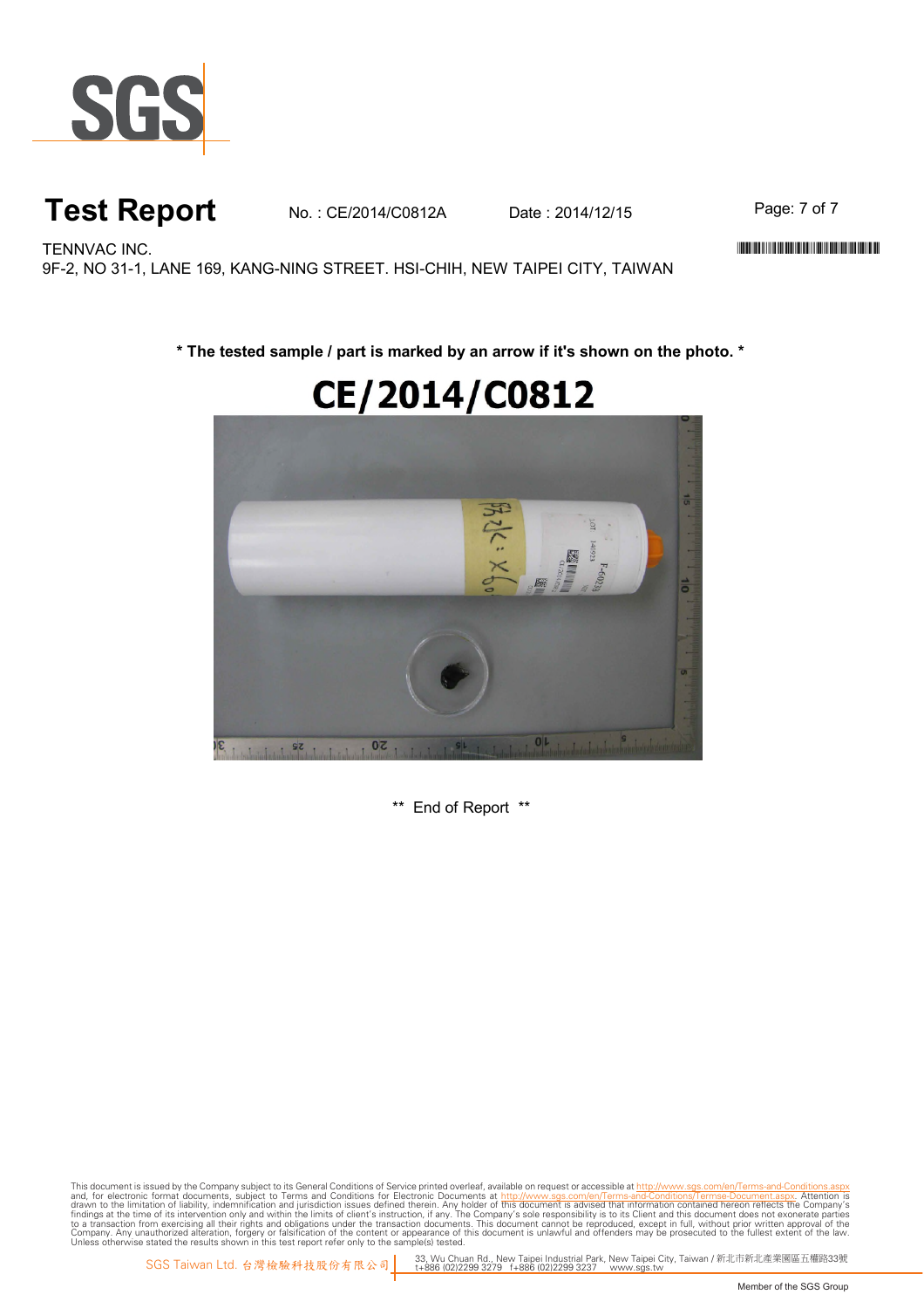# Test Report

No. : CE/2014/C0812A Date : 2014/12/15

TENNVAC INC.

9F-2, NO 31-1, LANE 169, KANG-NING STREET. HSI-CHIH, NEW TAIPEI CITY, TAIWAN

**\* The tested sample / part is marked by an arrow if it's shown on the photo. \***

**CE/2014/C0812**

\*\* End of Report \*\*

This document is issued by the Company subject to its General Conditions of Service printed overleaf, available on request or accessible at http://www.sgs.com/en/Terms-and-Conditions.aspx and, for electronic format documents, subject to Terms and Conditions for Electronic Documents at http://www.sgs.com/en/Terms-and-Conditions/Termse-Document.aspx. Attention is drawn to the limitation of liability, indemnification and jurisdiction issues defined therein. Any holder of this document is advised that information contained hereon reflects the Company's findings at the time of its intervention only and within the limits of client's instruction, if any. The Company's sole responsibility is to its Client and this document does not exonerate parties to a transaction from exercising all their rights and obligations under the transaction documents. This document cannot be reproduced, except in full, without prior written approval of the Company. Any unauthorized alteration, forgery or falsification of the content or appearance of this document is unlawful and offenders may be prosecuted to the fullest extent of the law. Unless otherwise stated the results shown in this test report refer only to the sample(s) tested.

SGS Taiwan Ltd. 台灣檢驗科技股份有限公司 | 33, Wu Chuan Rd., New Taipei Industrial Park, New Taipei City, Taiwan / 新北市新北產業園區五權路33號 t+886 (02)2299 3279 f+886 (02)2299 3237 www.sgs.tw

Member of the SGS Group